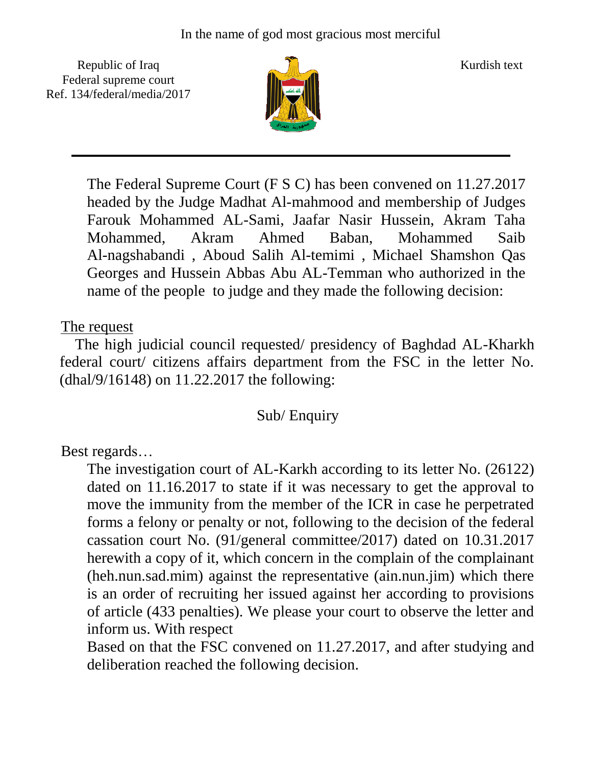In the name of god most gracious most merciful

Republic of Iraq
Federal supreme court
Ref. 134/federal/media/2017

Kurdish text

---

The Federal Supreme Court (F S C) has been convened on 11.27.2017 headed by the Judge Madhat Al-mahmood and membership of Judges Farouk Mohammed AL-Sami, Jaafar Nasir Hussein, Akram Taha Mohammed, Akram Ahmed Baban, Mohammed Saib Al-nagshabandi , Aboud Salih Al-temimi , Michael Shamshon Qas Georges and Hussein Abbas Abu AL-Temman who authorized in the name of the people to judge and they made the following decision:

The request

The high judicial council requested/ presidency of Baghdad AL-Kharkh federal court/ citizens affairs department from the FSC in the letter No. (dhal/9/16148) on 11.22.2017 the following:

Sub/ Enquiry

Best regards…

The investigation court of AL-Karkh according to its letter No. (26122) dated on 11.16.2017 to state if it was necessary to get the approval to move the immunity from the member of the ICR in case he perpetrated forms a felony or penalty or not, following to the decision of the federal cassation court No. (91/general committee/2017) dated on 10.31.2017 herewith a copy of it, which concern in the complain of the complainant (heh.nun.sad.mim) against the representative (ain.nun.jim) which there is an order of recruiting her issued against her according to provisions of article (433 penalties). We please your court to observe the letter and inform us. With respect

Based on that the FSC convened on 11.27.2017, and after studying and deliberation reached the following decision.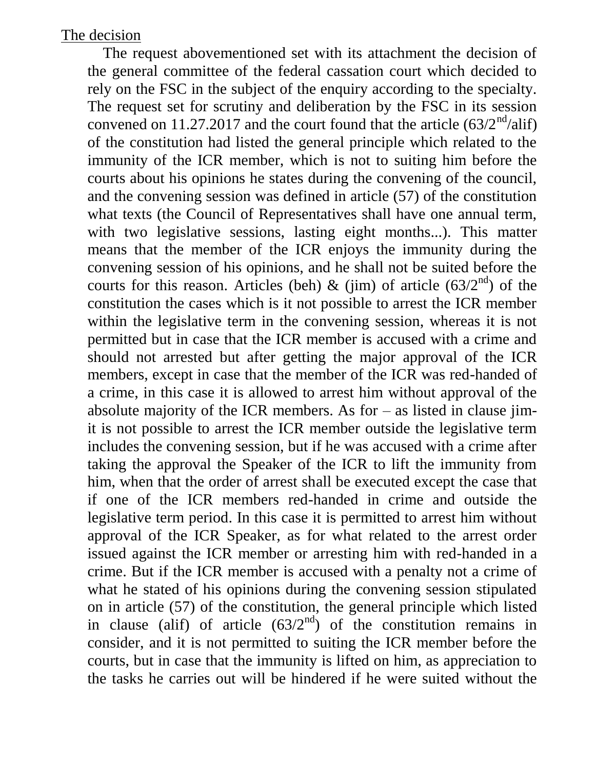The decision

The request abovementioned set with its attachment the decision of the general committee of the federal cassation court which decided to rely on the FSC in the subject of the enquiry according to the specialty. The request set for scrutiny and deliberation by the FSC in its session convened on 11.27.2017 and the court found that the article ($63/2^{nd}$/alif) of the constitution had listed the general principle which related to the immunity of the ICR member, which is not to suiting him before the courts about his opinions he states during the convening of the council, and the convening session was defined in article (57) of the constitution what texts (the Council of Representatives shall have one annual term, with two legislative sessions, lasting eight months...). This matter means that the member of the ICR enjoys the immunity during the convening session of his opinions, and he shall not be suited before the courts for this reason. Articles (beh) & (jim) of article ($63/2^{nd}$) of the constitution the cases which is it not possible to arrest the ICR member within the legislative term in the convening session, whereas it is not permitted but in case that the ICR member is accused with a crime and should not arrested but after getting the major approval of the ICR members, except in case that the member of the ICR was red-handed of a crime, in this case it is allowed to arrest him without approval of the absolute majority of the ICR members. As for – as listed in clause jim- it is not possible to arrest the ICR member outside the legislative term includes the convening session, but if he was accused with a crime after taking the approval the Speaker of the ICR to lift the immunity from him, when that the order of arrest shall be executed except the case that if one of the ICR members red-handed in crime and outside the legislative term period. In this case it is permitted to arrest him without approval of the ICR Speaker, as for what related to the arrest order issued against the ICR member or arresting him with red-handed in a crime. But if the ICR member is accused with a penalty not a crime of what he stated of his opinions during the convening session stipulated on in article (57) of the constitution, the general principle which listed in clause (alif) of article ($63/2^{nd}$) of the constitution remains in consider, and it is not permitted to suiting the ICR member before the courts, but in case that the immunity is lifted on him, as appreciation to the tasks he carries out will be hindered if he were suited without the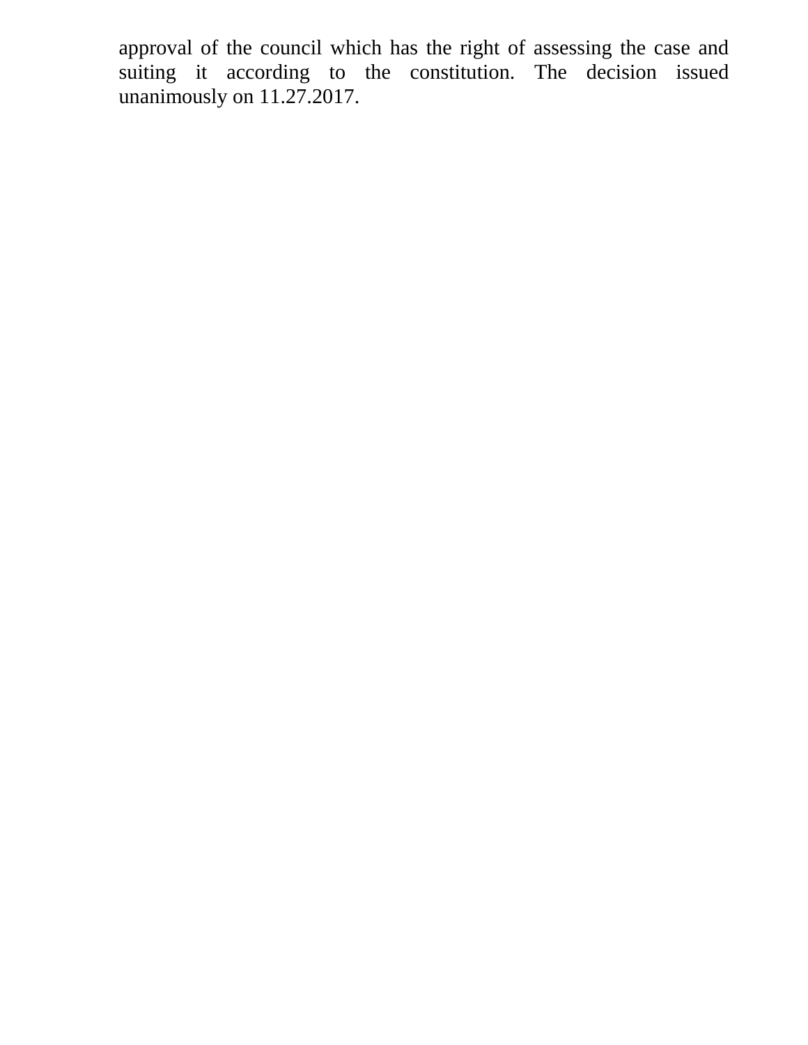approval of the council which has the right of assessing the case and suiting it according to the constitution. The decision issued unanimously on 11.27.2017.